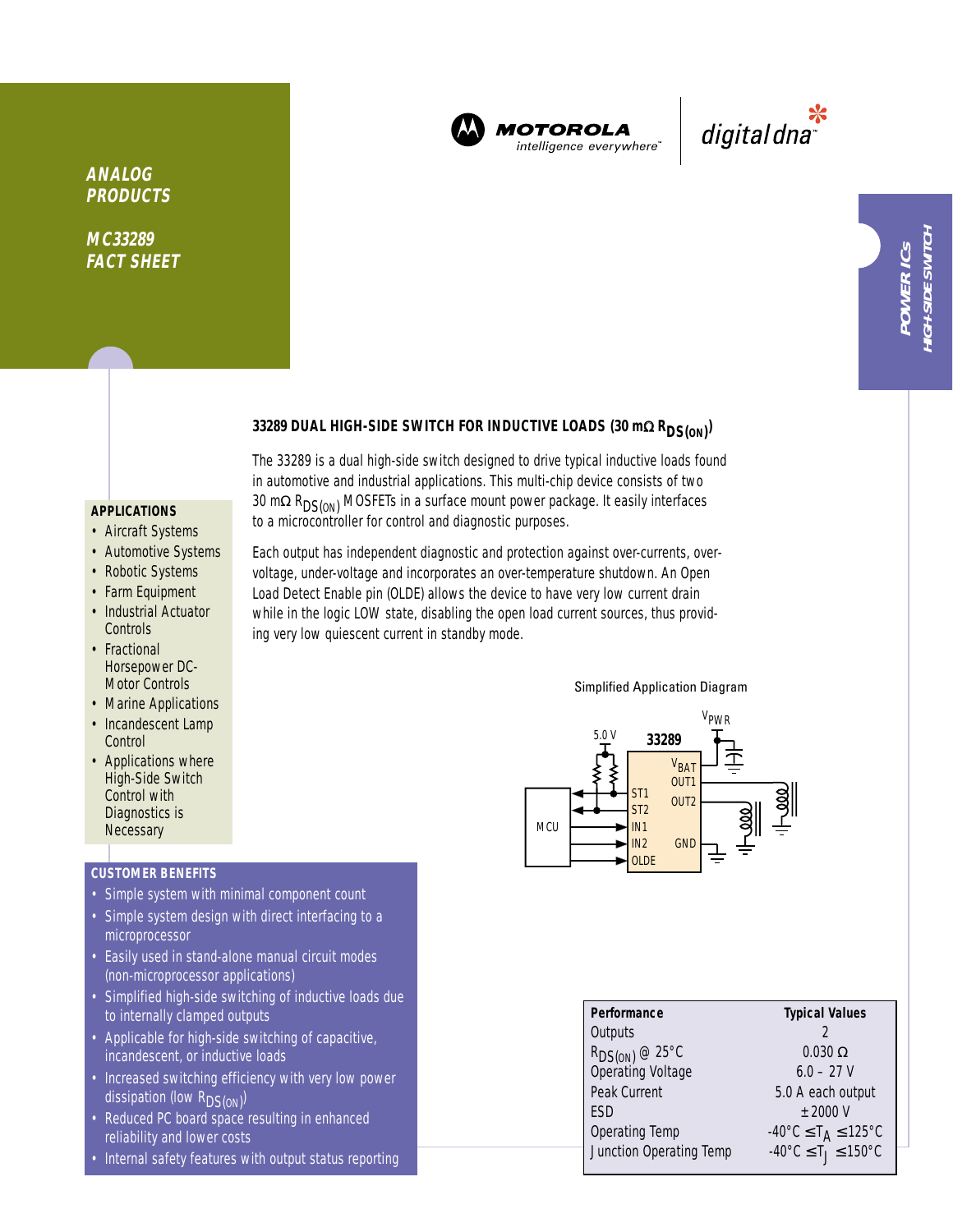ANALOG PRODUCTS

MC33289 FACT SHEET

MOTOROLA
intelligence everywhere™

digital dna™

POWER ICs
HIGH-SIDE SWITCH

## 33289 DUAL HIGH-SIDE SWITCH FOR INDUCTIVE LOADS (30 mΩ $R_{DS(ON)}$)

The 33289 is a dual high-side switch designed to drive typical inductive loads found in automotive and industrial applications. This multi-chip device consists of two 30 mΩ $R_{DS(ON)}$ MOSFETs in a surface mount power package. It easily interfaces to a microcontroller for control and diagnostic purposes.

Each output has independent diagnostic and protection against over-currents, over-voltage, under-voltage and incorporates an over-temperature shutdown. An Open Load Detect Enable pin (OLDE) allows the device to have very low current drain while in the logic LOW state, disabling the open load current sources, thus providing very low quiescent current in standby mode.

### APPLICATIONS

- Aircraft Systems
- Automotive Systems
- Robotic Systems
- Farm Equipment
- Industrial Actuator Controls
- Fractional Horsepower DC-Motor Controls
- Marine Applications
- Incandescent Lamp Control
- Applications where High-Side Switch Control with Diagnostics is Necessary

Simplified Application Diagram

### CUSTOMER BENEFITS

- Simple system with minimal component count
- Simple system design with direct interfacing to a microprocessor
- Easily used in stand-alone manual circuit modes (non-microprocessor applications)
- Simplified high-side switching of inductive loads due to internally clamped outputs
- Applicable for high-side switching of capacitive, incandescent, or inductive loads
- Increased switching efficiency with very low power dissipation (low $R_{DS(ON)}$)
- Reduced PC board space resulting in enhanced reliability and lower costs
- Internal safety features with output status reporting

| Performance | Typical Values |
|---|---|
| Outputs | 2 |
| $R_{DS(ON)}$ @ 25°C | 0.030 Ω |
| Operating Voltage | 6.0 – 27 V |
| Peak Current | 5.0 A each output |
| ESD | ± 2000 V |
| Operating Temp | $-40°C \le T_A \le 125°C$ |
| Junction Operating Temp | $-40°C \le T_J \le 150°C$ |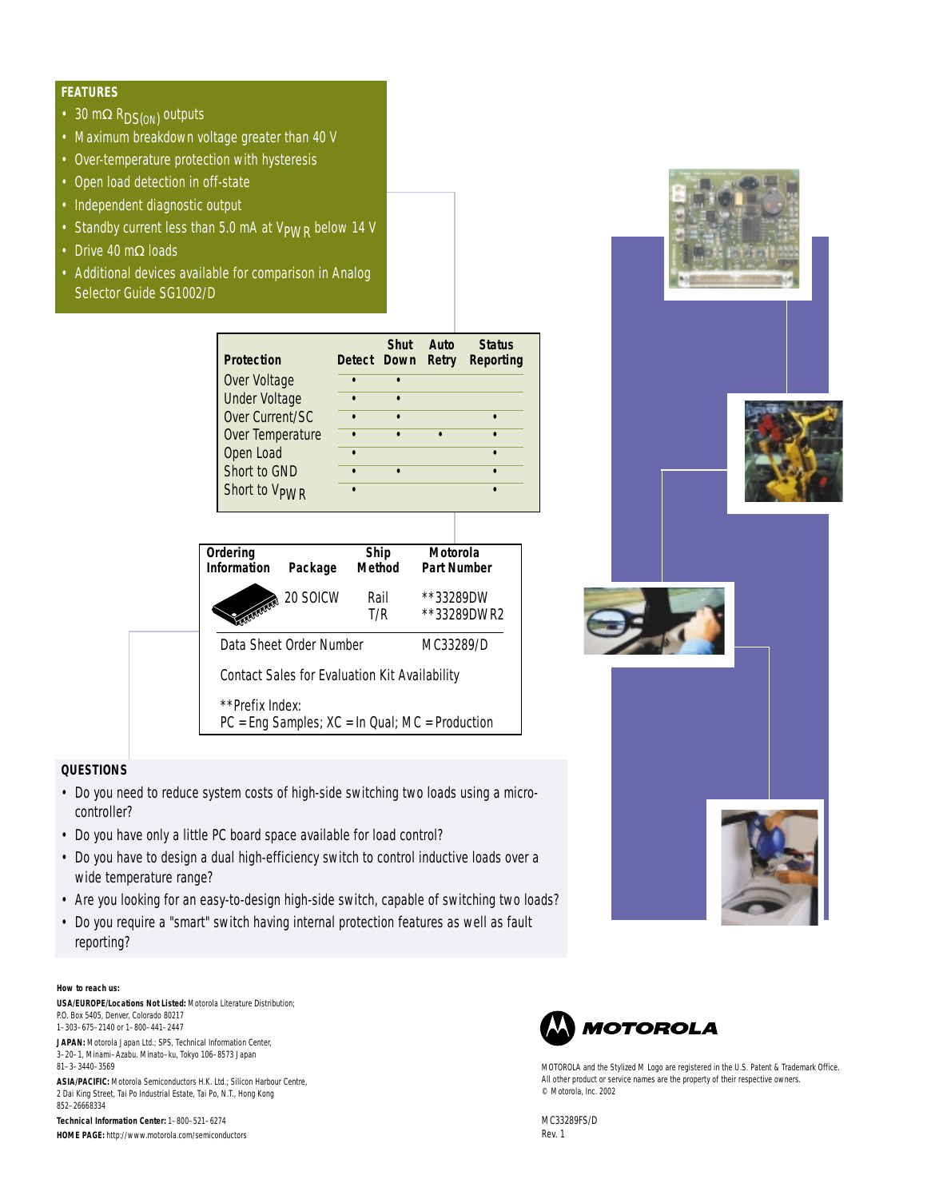## FEATURES

- 30 mΩ $R_{DS(ON)}$ outputs
- Maximum breakdown voltage greater than 40 V
- Over-temperature protection with hysteresis
- Open load detection in off-state
- Independent diagnostic output
- Standby current less than 5.0 mA at $V_{PWR}$ below 14 V
- Drive 40 mΩ loads
- Additional devices available for comparison in Analog Selector Guide SG1002/D

| Protection | Detect | Shut Down | Auto Retry | Status Reporting |
|---|---|---|---|---|
| Over Voltage | • | • | | |
| Under Voltage | • | • | | |
| Over Current/SC | • | • | | • |
| Over Temperature | • | • | • | • |
| Open Load | • | | | • |
| Short to GND | • | • | | • |
| Short to $V_{PWR}$ | • | | | • |

| Ordering Information | Package | Ship Method | Motorola Part Number |
|---|---|---|---|
| | 20 SOICW | Rail | **33289DW |
| | | T/R | **33289DWR2 |

Data Sheet Order Number MC33289/D

Contact Sales for Evaluation Kit Availability

**Prefix Index:
PC = Eng Samples; XC = In Qual; MC = Production

## QUESTIONS

- Do you need to reduce system costs of high-side switching two loads using a micro-controller?
- Do you have only a little PC board space available for load control?
- Do you have to design a dual high-efficiency switch to control inductive loads over a wide temperature range?
- Are you looking for an easy-to-design high-side switch, capable of switching two loads?
- Do you require a "smart" switch having internal protection features as well as fault reporting?

**How to reach us:**

**USA/EUROPE/Locations Not Listed:** Motorola Literature Distribution; P.O. Box 5405, Denver, Colorado 80217
1–303–675–2140 or 1–800–441–2447

**JAPAN:** Motorola Japan Ltd.; SPS, Technical Information Center, 3–20–1, Minami–Azabu. Minato–ku, Tokyo 106–8573 Japan
81–3–3440–3569

**ASIA/PACIFIC:** Motorola Semiconductors H.K. Ltd.; Silicon Harbour Centre, 2 Dai King Street, Tai Po Industrial Estate, Tai Po, N.T., Hong Kong
852–26668334

**Technical Information Center:** 1–800–521–6274

**HOME PAGE:** http://www.motorola.com/semiconductors

MOTOROLA

MOTOROLA and the Stylized M Logo are registered in the U.S. Patent & Trademark Office. All other product or service names are the property of their respective owners.
© Motorola, Inc. 2002

MC33289FS/D
Rev. 1